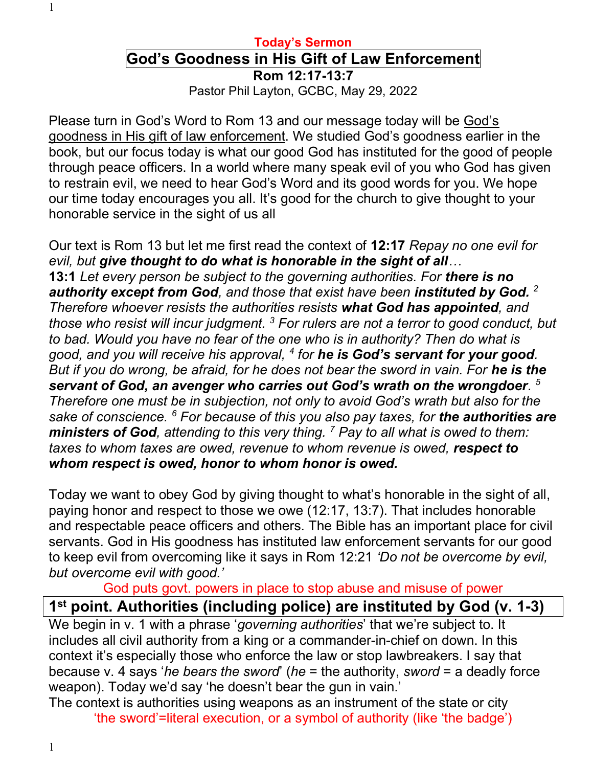**Today's Sermon**

# God's Goodness in His Gift of Law Enforcement

**Rom 12:17-13:7**

Pastor Phil Layton, GCBC, May 29, 2022

Please turn in God's Word to Rom 13 and our message today will be God's goodness in His gift of law enforcement. We studied God's goodness earlier in the book, but our focus today is what our good God has instituted for the good of people through peace officers. In a world where many speak evil of you who God has given to restrain evil, we need to hear God's Word and its good words for you. We hope our time today encourages you all. It's good for the church to give thought to your honorable service in the sight of us all

Our text is Rom 13 but let me first read the context of **12:17** *Repay no one evil for evil, but **give thought to do what is honorable in the sight of all**…*
**13:1** *Let every person be subject to the governing authorities. For **there is no authority except from God**, and those that exist have been **instituted by God.** [2] Therefore whoever resists the authorities resists **what God has appointed**, and those who resist will incur judgment. [3] For rulers are not a terror to good conduct, but to bad. Would you have no fear of the one who is in authority? Then do what is good, and you will receive his approval, [4] for **he is God's servant for your good**. But if you do wrong, be afraid, for he does not bear the sword in vain. For **he is the servant of God, an avenger who carries out God's wrath on the wrongdoer**. [5] Therefore one must be in subjection, not only to avoid God's wrath but also for the sake of conscience. [6] For because of this you also pay taxes, for **the authorities are ministers of God**, attending to this very thing. [7] Pay to all what is owed to them: taxes to whom taxes are owed, revenue to whom revenue is owed, **respect to whom respect is owed, honor to whom honor is owed.***

Today we want to obey God by giving thought to what's honorable in the sight of all, paying honor and respect to those we owe (12:17, 13:7). That includes honorable and respectable peace officers and others. The Bible has an important place for civil servants. God in His goodness has instituted law enforcement servants for our good to keep evil from overcoming like it says in Rom 12:21 *'Do not be overcome by evil, but overcome evil with good.'*

God puts govt. powers in place to stop abuse and misuse of power

## 1st point. Authorities (including police) are instituted by God (v. 1-3)

We begin in v. 1 with a phrase '*governing authorities*' that we're subject to. It includes all civil authority from a king or a commander-in-chief on down. In this context it's especially those who enforce the law or stop lawbreakers. I say that because v. 4 says '*he bears the sword*' (*he* = the authority, *sword* = a deadly force weapon). Today we'd say 'he doesn't bear the gun in vain.'

The context is authorities using weapons as an instrument of the state or city

'the sword'=literal execution, or a symbol of authority (like 'the badge')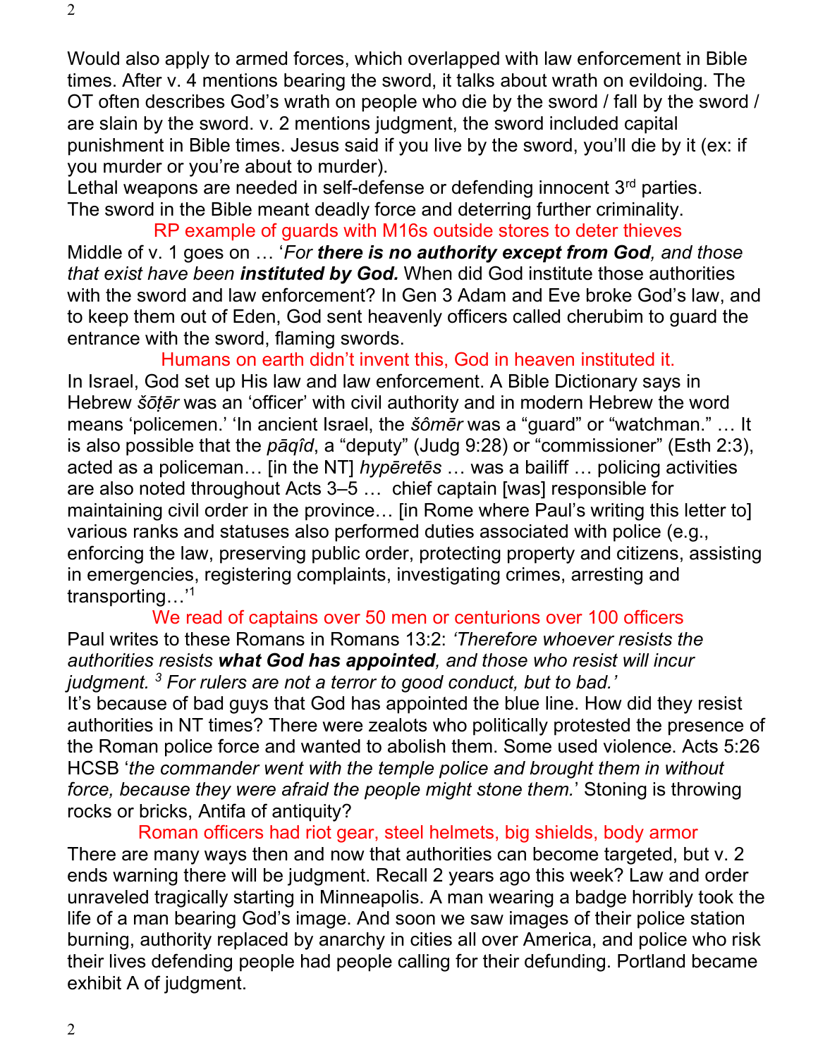Would also apply to armed forces, which overlapped with law enforcement in Bible times. After v. 4 mentions bearing the sword, it talks about wrath on evildoing. The OT often describes God's wrath on people who die by the sword / fall by the sword / are slain by the sword. v. 2 mentions judgment, the sword included capital punishment in Bible times. Jesus said if you live by the sword, you'll die by it (ex: if you murder or you're about to murder).

Lethal weapons are needed in self-defense or defending innocent 3rd parties.

The sword in the Bible meant deadly force and deterring further criminality.

RP example of guards with M16s outside stores to deter thieves

Middle of v. 1 goes on … '*For **there is no authority except from God**, and those that exist have been **instituted by God.*** When did God institute those authorities with the sword and law enforcement? In Gen 3 Adam and Eve broke God's law, and to keep them out of Eden, God sent heavenly officers called cherubim to guard the entrance with the sword, flaming swords.

Humans on earth didn't invent this, God in heaven instituted it.

In Israel, God set up His law and law enforcement. A Bible Dictionary says in Hebrew *šōṭēr* was an 'officer' with civil authority and in modern Hebrew the word means 'policemen.' 'In ancient Israel, the *šômēr* was a "guard" or "watchman." … It is also possible that the *pāqîd*, a "deputy" (Judg 9:28) or "commissioner" (Esth 2:3), acted as a policeman… [in the NT] *hypēretēs* … was a bailiff … policing activities are also noted throughout Acts 3–5 … chief captain [was] responsible for maintaining civil order in the province… [in Rome where Paul's writing this letter to] various ranks and statuses also performed duties associated with police (e.g., enforcing the law, preserving public order, protecting property and citizens, assisting in emergencies, registering complaints, investigating crimes, arresting and transporting…'[1]

We read of captains over 50 men or centurions over 100 officers

Paul writes to these Romans in Romans 13:2: *'Therefore whoever resists the authorities resists **what God has appointed**, and those who resist will incur judgment. [3] For rulers are not a terror to good conduct, but to bad.'*

It's because of bad guys that God has appointed the blue line. How did they resist authorities in NT times? There were zealots who politically protested the presence of the Roman police force and wanted to abolish them. Some used violence. Acts 5:26 HCSB '*the commander went with the temple police and brought them in without force, because they were afraid the people might stone them.*' Stoning is throwing rocks or bricks, Antifa of antiquity?

Roman officers had riot gear, steel helmets, big shields, body armor

There are many ways then and now that authorities can become targeted, but v. 2 ends warning there will be judgment. Recall 2 years ago this week? Law and order unraveled tragically starting in Minneapolis. A man wearing a badge horribly took the life of a man bearing God's image. And soon we saw images of their police station burning, authority replaced by anarchy in cities all over America, and police who risk their lives defending people had people calling for their defunding. Portland became exhibit A of judgment.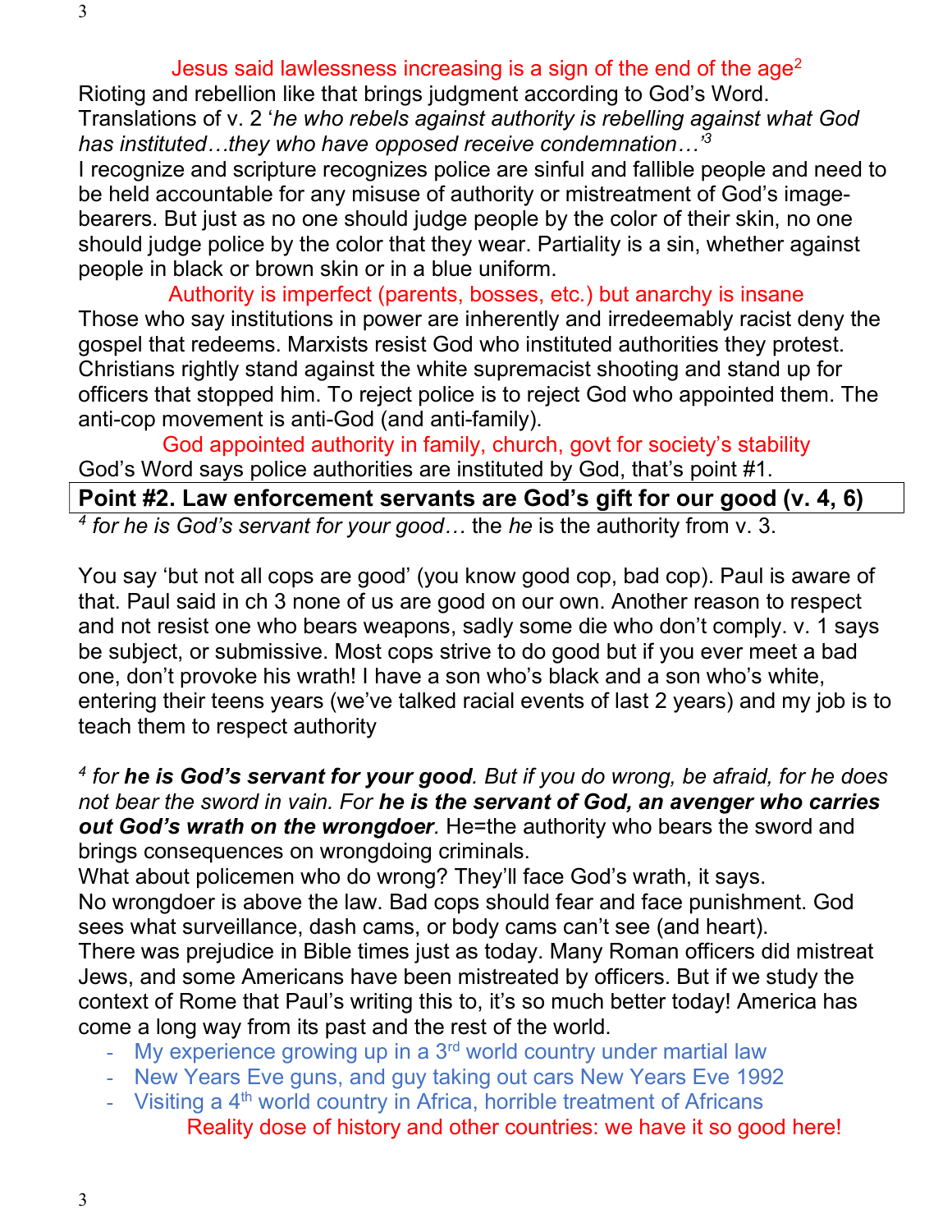Jesus said lawlessness increasing is a sign of the end of the age[2]

Rioting and rebellion like that brings judgment according to God's Word. Translations of v. 2 '*he who rebels against authority is rebelling against what God has instituted…they who have opposed receive condemnation…*'[3]

I recognize and scripture recognizes police are sinful and fallible people and need to be held accountable for any misuse of authority or mistreatment of God's image-bearers. But just as no one should judge people by the color of their skin, no one should judge police by the color that they wear. Partiality is a sin, whether against people in black or brown skin or in a blue uniform.

Authority is imperfect (parents, bosses, etc.) but anarchy is insane

Those who say institutions in power are inherently and irredeemably racist deny the gospel that redeems. Marxists resist God who instituted authorities they protest. Christians rightly stand against the white supremacist shooting and stand up for officers that stopped him. To reject police is to reject God who appointed them. The anti-cop movement is anti-God (and anti-family).

God appointed authority in family, church, govt for society's stability

God's Word says police authorities are instituted by God, that's point #1.

**Point #2. Law enforcement servants are God's gift for our good (v. 4, 6)**

[4] *for he is God's servant for your good…* the *he* is the authority from v. 3.

You say 'but not all cops are good' (you know good cop, bad cop). Paul is aware of that. Paul said in ch 3 none of us are good on our own. Another reason to respect and not resist one who bears weapons, sadly some die who don't comply. v. 1 says be subject, or submissive. Most cops strive to do good but if you ever meet a bad one, don't provoke his wrath! I have a son who's black and a son who's white, entering their teens years (we've talked racial events of last 2 years) and my job is to teach them to respect authority

[4] *for* ***he is God's servant for your good****. But if you do wrong, be afraid, for he does not bear the sword in vain. For* ***he is the servant of God, an avenger who carries out God's wrath on the wrongdoer****.* He=the authority who bears the sword and brings consequences on wrongdoing criminals.

What about policemen who do wrong? They'll face God's wrath, it says.

No wrongdoer is above the law. Bad cops should fear and face punishment. God sees what surveillance, dash cams, or body cams can't see (and heart).

There was prejudice in Bible times just as today. Many Roman officers did mistreat Jews, and some Americans have been mistreated by officers. But if we study the context of Rome that Paul's writing this to, it's so much better today! America has come a long way from its past and the rest of the world.

- My experience growing up in a 3rd world country under martial law
- New Years Eve guns, and guy taking out cars New Years Eve 1992
- Visiting a 4th world country in Africa, horrible treatment of Africans

Reality dose of history and other countries: we have it so good here!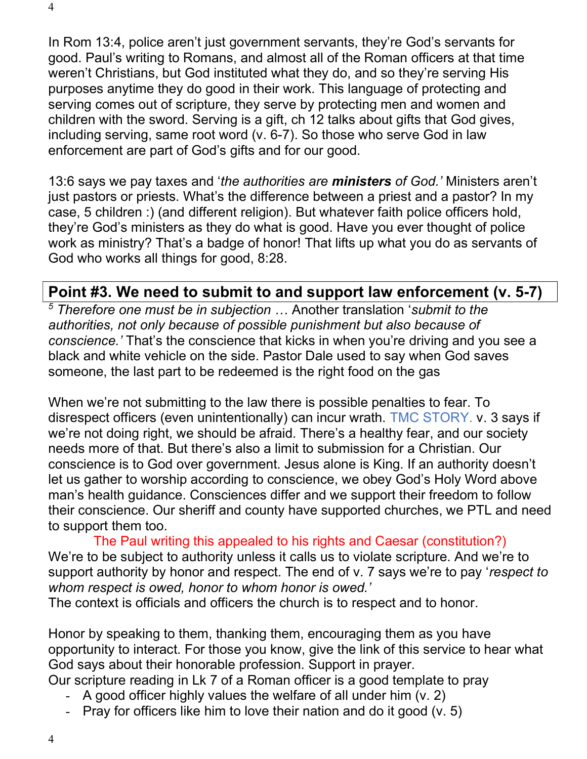In Rom 13:4, police aren't just government servants, they're God's servants for good. Paul's writing to Romans, and almost all of the Roman officers at that time weren't Christians, but God instituted what they do, and so they're serving His purposes anytime they do good in their work. This language of protecting and serving comes out of scripture, they serve by protecting men and women and children with the sword. Serving is a gift, ch 12 talks about gifts that God gives, including serving, same root word (v. 6-7). So those who serve God in law enforcement are part of God's gifts and for our good.

13:6 says we pay taxes and '*the authorities are **ministers** of God.'* Ministers aren't just pastors or priests. What's the difference between a priest and a pastor? In my case, 5 children :) (and different religion). But whatever faith police officers hold, they're God's ministers as they do what is good. Have you ever thought of police work as ministry? That's a badge of honor! That lifts up what you do as servants of God who works all things for good, 8:28.

## Point #3. We need to submit to and support law enforcement (v. 5-7)

[5] *Therefore one must be in subjection …* Another translation '*submit to the authorities, not only because of possible punishment but also because of conscience.'* That's the conscience that kicks in when you're driving and you see a black and white vehicle on the side. Pastor Dale used to say when God saves someone, the last part to be redeemed is the right food on the gas

When we're not submitting to the law there is possible penalties to fear. To disrespect officers (even unintentionally) can incur wrath. TMC STORY. v. 3 says if we're not doing right, we should be afraid. There's a healthy fear, and our society needs more of that. But there's also a limit to submission for a Christian. Our conscience is to God over government. Jesus alone is King. If an authority doesn't let us gather to worship according to conscience, we obey God's Holy Word above man's health guidance. Consciences differ and we support their freedom to follow their conscience. Our sheriff and county have supported churches, we PTL and need to support them too.

The Paul writing this appealed to his rights and Caesar (constitution?)

We're to be subject to authority unless it calls us to violate scripture. And we're to support authority by honor and respect. The end of v. 7 says we're to pay '*respect to whom respect is owed, honor to whom honor is owed.'*

The context is officials and officers the church is to respect and to honor.

Honor by speaking to them, thanking them, encouraging them as you have opportunity to interact. For those you know, give the link of this service to hear what God says about their honorable profession. Support in prayer.

Our scripture reading in Lk 7 of a Roman officer is a good template to pray

- A good officer highly values the welfare of all under him (v. 2)
- Pray for officers like him to love their nation and do it good (v. 5)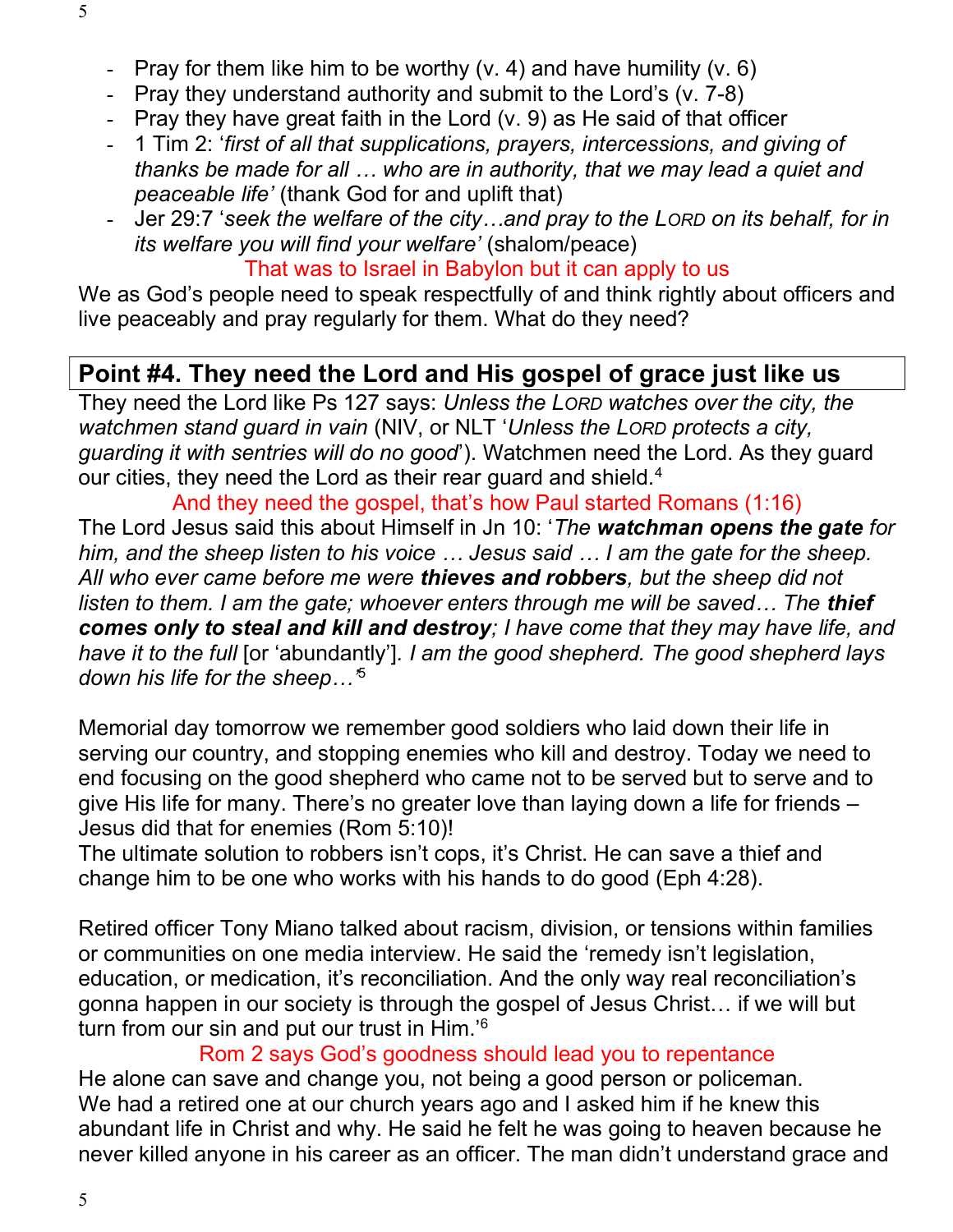- Pray for them like him to be worthy (v. 4) and have humility (v. 6)
- Pray they understand authority and submit to the Lord's (v. 7-8)
- Pray they have great faith in the Lord (v. 9) as He said of that officer
- 1 Tim 2: '*first of all that supplications, prayers, intercessions, and giving of thanks be made for all … who are in authority, that we may lead a quiet and peaceable life'* (thank God for and uplift that)
- Jer 29:7 '*seek the welfare of the city…and pray to the LORD on its behalf, for in its welfare you will find your welfare'* (shalom/peace)

That was to Israel in Babylon but it can apply to us

We as God's people need to speak respectfully of and think rightly about officers and live peaceably and pray regularly for them. What do they need?

## Point #4. They need the Lord and His gospel of grace just like us

They need the Lord like Ps 127 says: *Unless the LORD watches over the city, the watchmen stand guard in vain* (NIV, or NLT '*Unless the LORD protects a city, guarding it with sentries will do no good*'). Watchmen need the Lord. As they guard our cities, they need the Lord as their rear guard and shield.[4]

And they need the gospel, that's how Paul started Romans (1:16)

The Lord Jesus said this about Himself in Jn 10: '*The **watchman opens the gate** for him, and the sheep listen to his voice … Jesus said … I am the gate for the sheep. All who ever came before me were **thieves and robbers**, but the sheep did not listen to them. I am the gate; whoever enters through me will be saved… The **thief comes only to steal and kill and destroy**; I have come that they may have life, and have it to the full* [or 'abundantly']. *I am the good shepherd. The good shepherd lays down his life for the sheep…'*[5]

Memorial day tomorrow we remember good soldiers who laid down their life in serving our country, and stopping enemies who kill and destroy. Today we need to end focusing on the good shepherd who came not to be served but to serve and to give His life for many. There's no greater love than laying down a life for friends – Jesus did that for enemies (Rom 5:10)!

The ultimate solution to robbers isn't cops, it's Christ. He can save a thief and change him to be one who works with his hands to do good (Eph 4:28).

Retired officer Tony Miano talked about racism, division, or tensions within families or communities on one media interview. He said the 'remedy isn't legislation, education, or medication, it's reconciliation. And the only way real reconciliation's gonna happen in our society is through the gospel of Jesus Christ… if we will but turn from our sin and put our trust in Him.'[6]

Rom 2 says God's goodness should lead you to repentance

He alone can save and change you, not being a good person or policeman.
We had a retired one at our church years ago and I asked him if he knew this abundant life in Christ and why. He said he felt he was going to heaven because he never killed anyone in his career as an officer. The man didn't understand grace and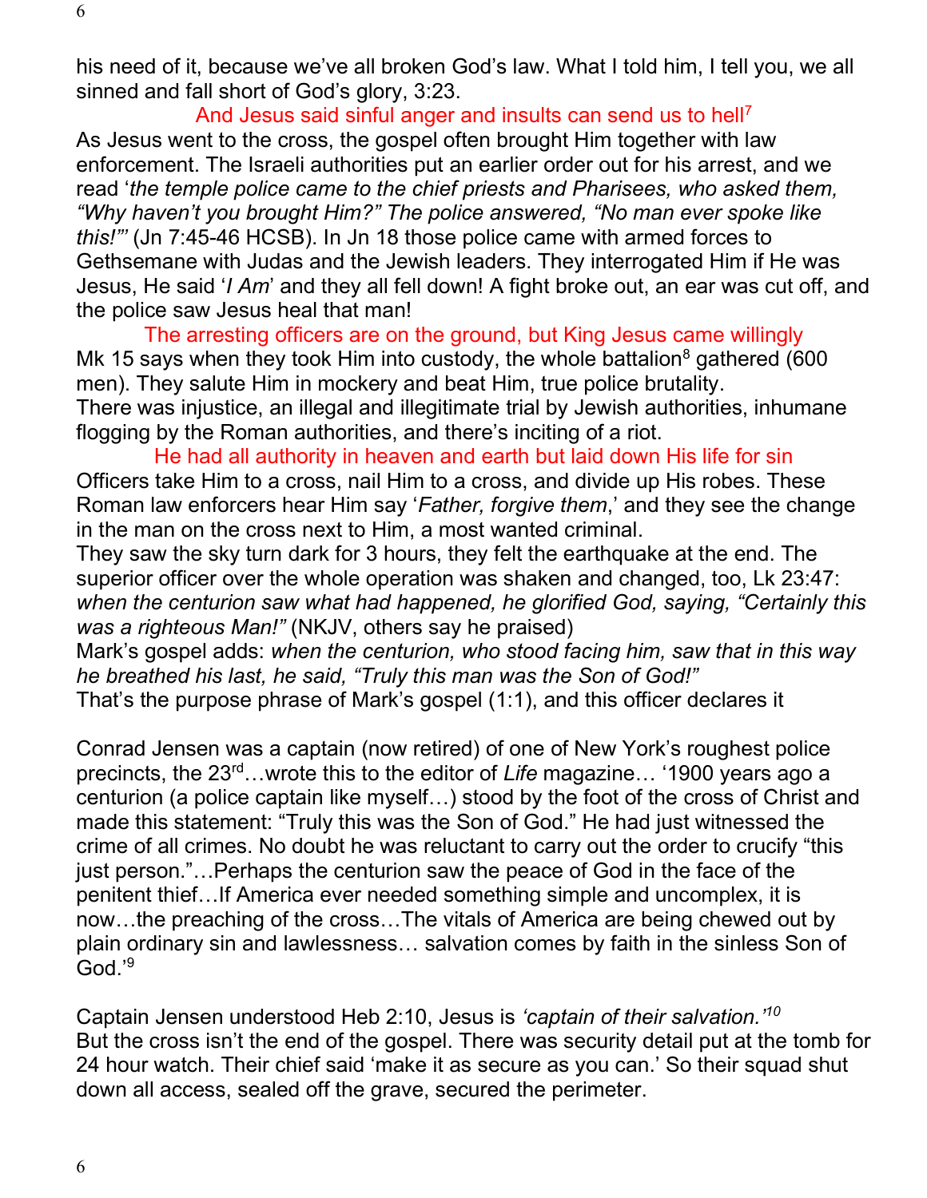his need of it, because we've all broken God's law. What I told him, I tell you, we all sinned and fall short of God's glory, 3:23.

And Jesus said sinful anger and insults can send us to hell[7]

As Jesus went to the cross, the gospel often brought Him together with law enforcement. The Israeli authorities put an earlier order out for his arrest, and we read '*the temple police came to the chief priests and Pharisees, who asked them, "Why haven't you brought Him?" The police answered, "No man ever spoke like this!"*' (Jn 7:45-46 HCSB). In Jn 18 those police came with armed forces to Gethsemane with Judas and the Jewish leaders. They interrogated Him if He was Jesus, He said '*I Am*' and they all fell down! A fight broke out, an ear was cut off, and the police saw Jesus heal that man!

The arresting officers are on the ground, but King Jesus came willingly

Mk 15 says when they took Him into custody, the whole battalion[8] gathered (600 men). They salute Him in mockery and beat Him, true police brutality.
There was injustice, an illegal and illegitimate trial by Jewish authorities, inhumane flogging by the Roman authorities, and there's inciting of a riot.

He had all authority in heaven and earth but laid down His life for sin

Officers take Him to a cross, nail Him to a cross, and divide up His robes. These Roman law enforcers hear Him say '*Father, forgive them*,' and they see the change in the man on the cross next to Him, a most wanted criminal.
They saw the sky turn dark for 3 hours, they felt the earthquake at the end. The superior officer over the whole operation was shaken and changed, too, Lk 23:47: *when the centurion saw what had happened, he glorified God, saying, "Certainly this was a righteous Man!"* (NKJV, others say he praised)
Mark's gospel adds: *when the centurion, who stood facing him, saw that in this way he breathed his last, he said, "Truly this man was the Son of God!"*
That's the purpose phrase of Mark's gospel (1:1), and this officer declares it

Conrad Jensen was a captain (now retired) of one of New York's roughest police precincts, the 23rd…wrote this to the editor of *Life* magazine… '1900 years ago a centurion (a police captain like myself…) stood by the foot of the cross of Christ and made this statement: "Truly this was the Son of God." He had just witnessed the crime of all crimes. No doubt he was reluctant to carry out the order to crucify "this just person."…Perhaps the centurion saw the peace of God in the face of the penitent thief…If America ever needed something simple and uncomplex, it is now…the preaching of the cross…The vitals of America are being chewed out by plain ordinary sin and lawlessness… salvation comes by faith in the sinless Son of God.'[9]

Captain Jensen understood Heb 2:10, Jesus is *'captain of their salvation.'*[10]
But the cross isn't the end of the gospel. There was security detail put at the tomb for 24 hour watch. Their chief said 'make it as secure as you can.' So their squad shut down all access, sealed off the grave, secured the perimeter.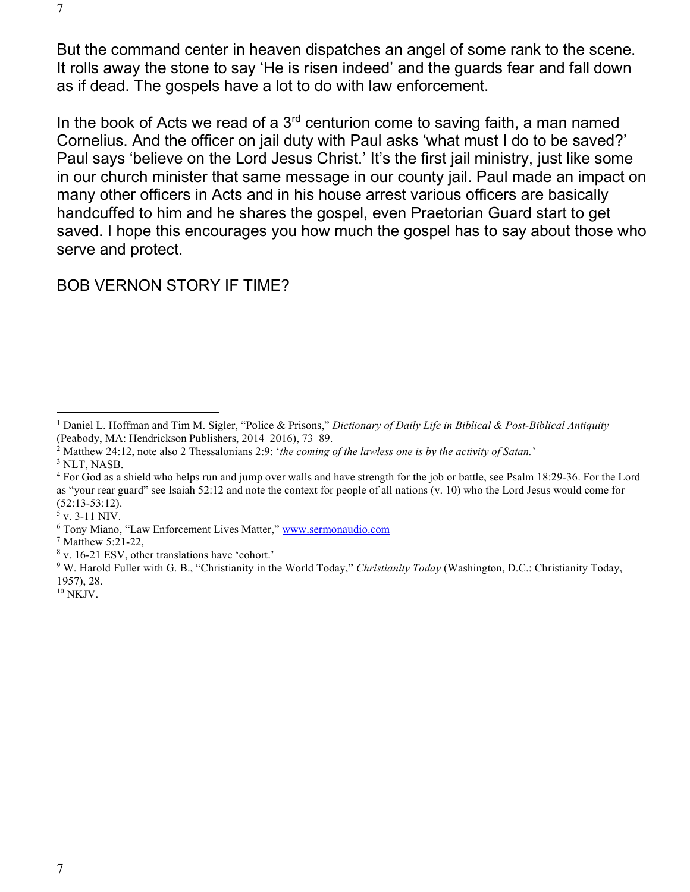But the command center in heaven dispatches an angel of some rank to the scene. It rolls away the stone to say 'He is risen indeed' and the guards fear and fall down as if dead. The gospels have a lot to do with law enforcement.

In the book of Acts we read of a 3rd centurion come to saving faith, a man named Cornelius. And the officer on jail duty with Paul asks 'what must I do to be saved?' Paul says 'believe on the Lord Jesus Christ.' It's the first jail ministry, just like some in our church minister that same message in our county jail. Paul made an impact on many other officers in Acts and in his house arrest various officers are basically handcuffed to him and he shares the gospel, even Praetorian Guard start to get saved. I hope this encourages you how much the gospel has to say about those who serve and protect.

BOB VERNON STORY IF TIME?

---

[1] Daniel L. Hoffman and Tim M. Sigler, "Police & Prisons," *Dictionary of Daily Life in Biblical & Post-Biblical Antiquity* (Peabody, MA: Hendrickson Publishers, 2014–2016), 73–89.

[2] Matthew 24:12, note also 2 Thessalonians 2:9: '*the coming of the lawless one is by the activity of Satan.*'

[3] NLT, NASB.

[4] For God as a shield who helps run and jump over walls and have strength for the job or battle, see Psalm 18:29-36. For the Lord as "your rear guard" see Isaiah 52:12 and note the context for people of all nations (v. 10) who the Lord Jesus would come for (52:13-53:12).

[5] v. 3-11 NIV.

[6] Tony Miano, "Law Enforcement Lives Matter," www.sermonaudio.com

[7] Matthew 5:21-22,

[8] v. 16-21 ESV, other translations have 'cohort.'

[9] W. Harold Fuller with G. B., "Christianity in the World Today," *Christianity Today* (Washington, D.C.: Christianity Today, 1957), 28.

[10] NKJV.